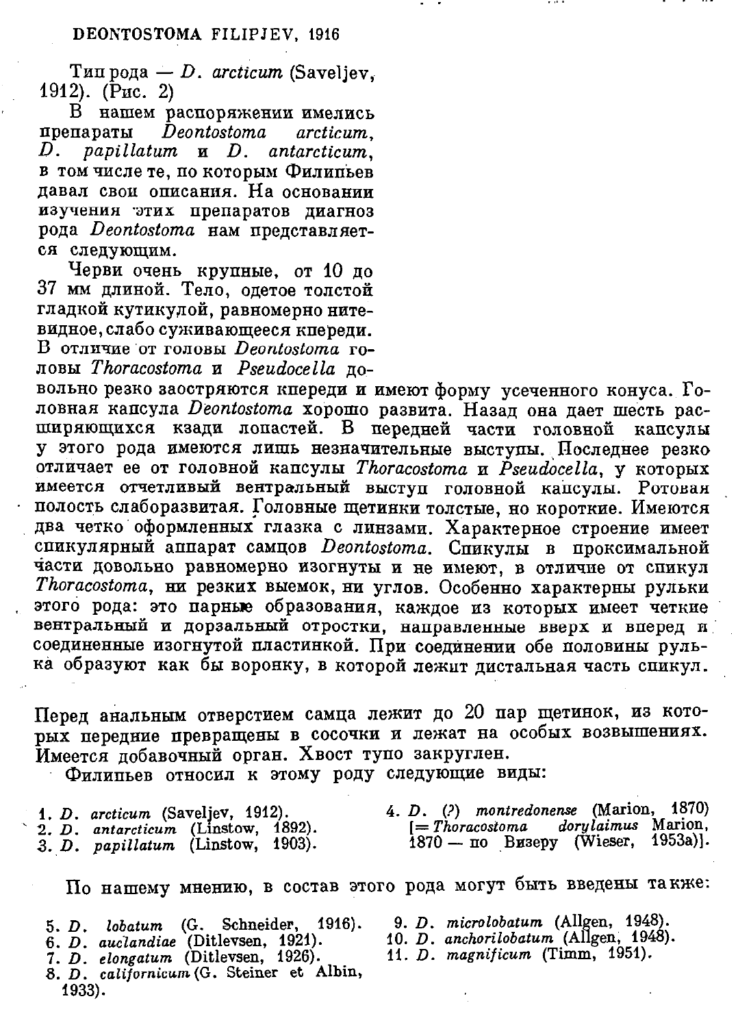## DEONTOSTOMA FILIPJEV, 1916

Тип рода — *D. arcticum* (Saveljev, 1912). (Рис. 2)

В нашем распоряжении имелись препараты *Deontostoma arcticum*, *D. papillatum* и *D. antarcticum*, в том числе те, по которым Филипьев давал свои описания. На основании изучения этих препаратов диагноз рода *Deontostoma* нам представляется следующим.

Черви очень крупные, от 10 до 37 мм длиной. Тело, одетое толстой гладкой кутикулой, равномерно нитевидное, слабо суживающееся кпереди. В отличие от головы *Deontostoma* головы *Thoracostoma* и *Pseudocella* довольно резко заостряются кпереди и имеют форму усеченного конуса. Головная капсула *Deontostoma* хорошо развита. Назад она дает шесть расширяющихся кзади лопастей. В передней части головной капсулы у этого рода имеются лишь незначительные выступы. Последнее резко отличает ее от головной капсулы *Thoracostoma* и *Pseudocella*, у которых имеется отчетливый вентральный выступ головной капсулы. Ротовая полость слаборазвитая. Головные щетинки толстые, но короткие. Имеются два четко оформленных глазка с линзами. Характерное строение имеет спикулярный аппарат самцов *Deontostoma*. Спикулы в проксимальной части довольно равномерно изогнуты и не имеют, в отличие от спикул *Thoracostoma*, ни резких выемок, ни углов. Особенно характерны рульки этого рода: это парные образования, каждое из которых имеет четкие вентральный и дорзальный отростки, направленные вверх и вперед и соединенные изогнутой пластинкой. При соединении обе половины рулька образуют как бы воронку, в которой лежит дистальная часть спикул.

Перед анальным отверстием самца лежит до 20 пар щетинок, из которых передние превращены в сосочки и лежат на особых возвышениях. Имеется добавочный орган. Хвост тупо закруглен.

Филипьев относил к этому роду следующие виды:

1. *D. arcticum* (Saveljev, 1912).
2. *D. antarcticum* (Linstow, 1892).
3. *D. papillatum* (Linstow, 1903).
4. *D.* (?) *montredonense* (Marion, 1870) [= *Thoracostoma dorylaimus* Marion, 1870 — по Визеру (Wieser, 1953a)].

По нашему мнению, в состав этого рода могут быть введены также:

5. *D. lobatum* (G. Schneider, 1916).
6. *D. auclandiae* (Ditlevsen, 1921).
7. *D. elongatum* (Ditlevsen, 1926).
8. *D. californicum* (G. Steiner et Albin, 1933).
9. *D. microlobatum* (Allgen, 1948).
10. *D. anchorilobatum* (Allgen, 1948).
11. *D. magnificum* (Timm, 1951).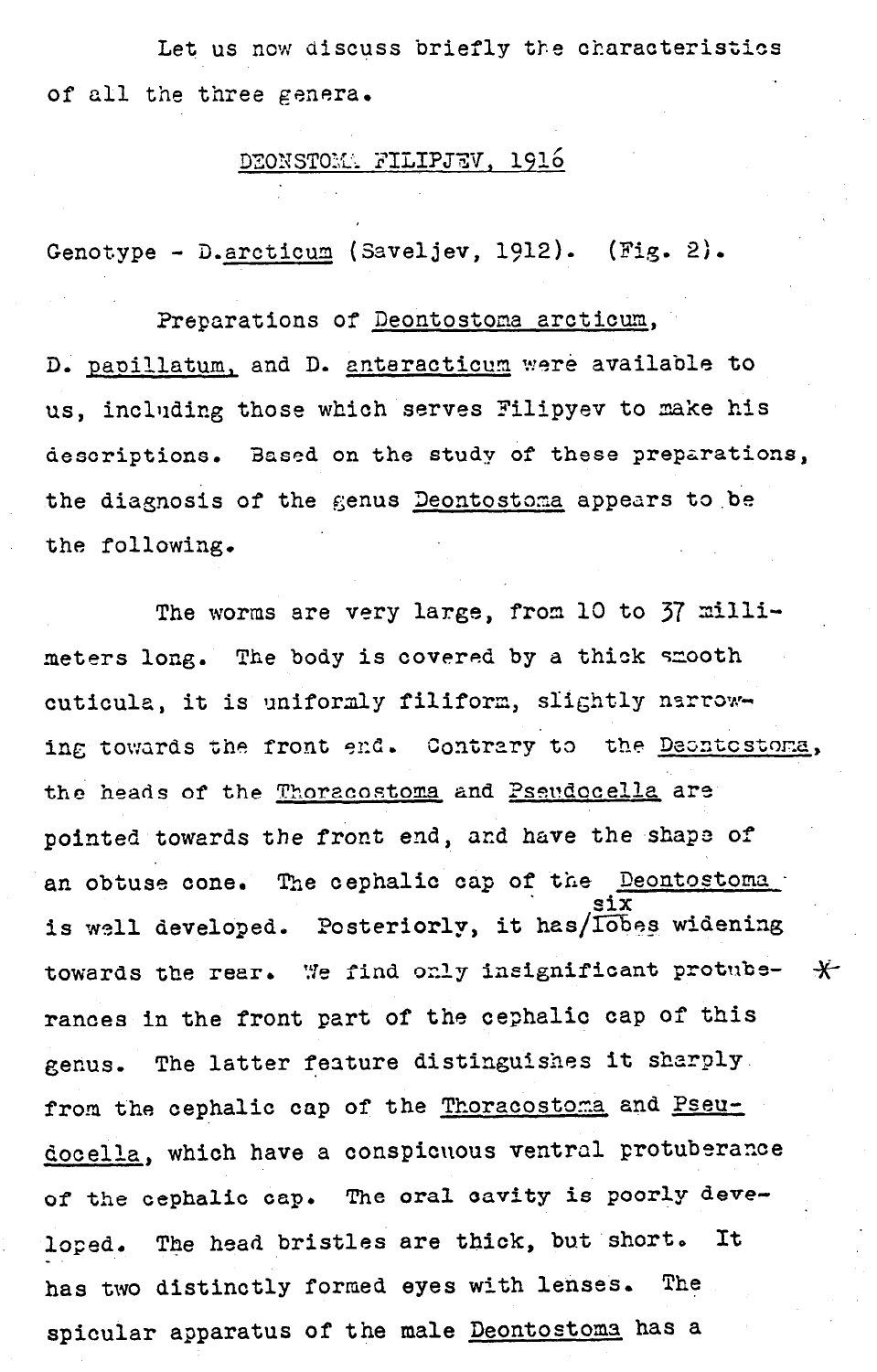Let us now discuss briefly the characteristics of all the three genera.

## DEONSTOMA FILIPJEV, 1916

Genotype - D. arcticum (Saveljev, 1912). (Fig. 2).

Preparations of Deontostoma arcticum, D. papillatum, and D. antaracticum were available to us, including those which serves Filipyev to make his descriptions. Based on the study of these preparations, the diagnosis of the genus Deontostoma appears to be the following.

The worms are very large, from 10 to 37 millimeters long. The body is covered by a thick smooth cuticula, it is uniformly filiform, slightly narrowing towards the front end. Contrary to the Deontostoma, the heads of the Thoracostoma and Pseudocella are pointed towards the front end, and have the shape of an obtuse cone. The cephalic cap of the Deontostoma is well developed. Posteriorly, it has six lobes widening towards the rear. We find only insignificant protuberances in the front part of the cephalic cap of this genus. The latter feature distinguishes it sharply from the cephalic cap of the Thoracostoma and Pseudocella, which have a conspicuous ventral protuberance of the cephalic cap. The oral cavity is poorly developed. The head bristles are thick, but short. It has two distinctly formed eyes with lenses. The spicular apparatus of the male Deontostoma has a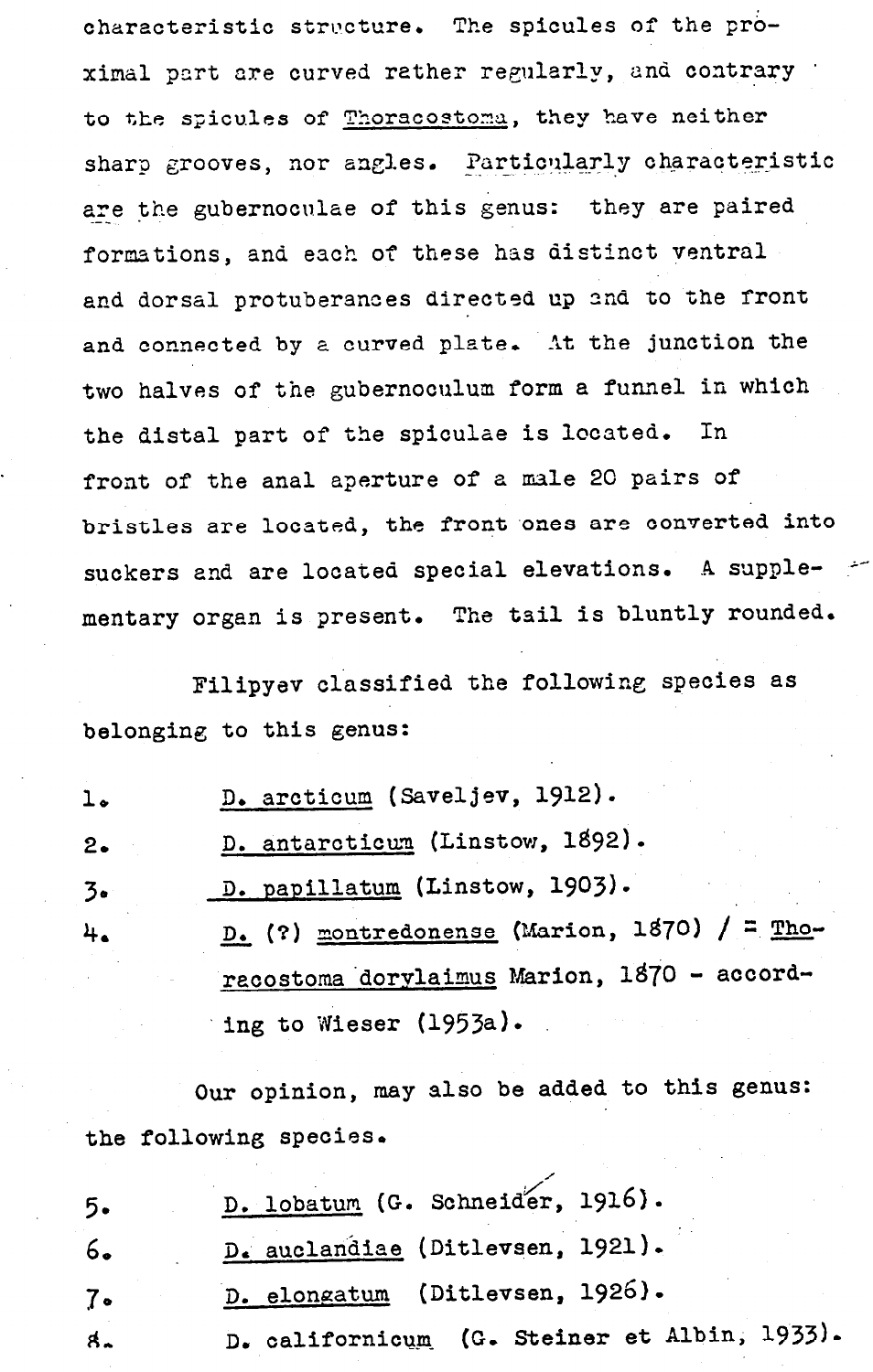characteristic structure. The spicules of the proximal part are curved rather regularly, and contrary to the spicules of Thoracostoma, they have neither sharp grooves, nor angles. Particularly characteristic are the gubernoculae of this genus: they are paired formations, and each of these has distinct ventral and dorsal protuberances directed up and to the front and connected by a curved plate. At the junction the two halves of the gubernoculum form a funnel in which the distal part of the spiculae is located. In front of the anal aperture of a male 20 pairs of bristles are located, the front ones are converted into suckers and are located special elevations. A supplementary organ is present. The tail is bluntly rounded.

Filipyev classified the following species as belonging to this genus:

1. D. arcticum (Saveljev, 1912).
2. D. antarcticum (Linstow, 1892).
3. D. papillatum (Linstow, 1903).
4. D. (?) montredonense (Marion, 1870) / = Thoracostoma dorylaimus Marion, 1870 - according to Wieser (1953a).

Our opinion, may also be added to this genus: the following species.

5. D. lobatum (G. Schneider, 1916).
6. D. auclandiae (Ditlevsen, 1921).
7. D. elongatum (Ditlevsen, 1926).
8. D. californicum (G. Steiner et Albin, 1933).